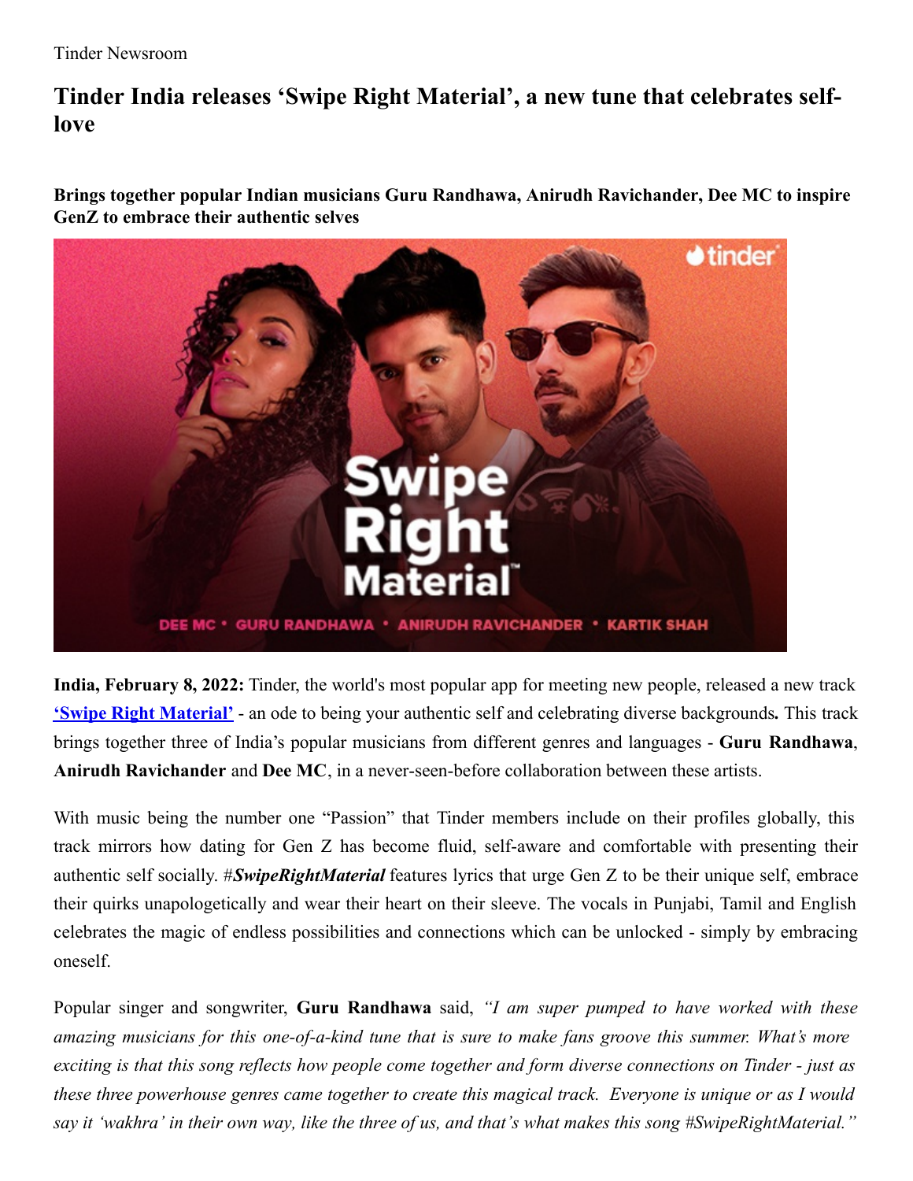Tinder Newsroom

# Tinder India releases 'Swipe Right Material', a new tune that celebrates self-love

**Brings together popular Indian musicians Guru Randhawa, Anirudh Ravichander, Dee MC to inspire GenZ to embrace their authentic selves**

**India, February 8, 2022:** Tinder, the world's most popular app for meeting new people, released a new track **'Swipe Right Material'** - an ode to being your authentic self and celebrating diverse backgrounds**.** This track brings together three of India's popular musicians from different genres and languages - **Guru Randhawa**, **Anirudh Ravichander** and **Dee MC**, in a never-seen-before collaboration between these artists.

With music being the number one "Passion" that Tinder members include on their profiles globally, this track mirrors how dating for Gen Z has become fluid, self-aware and comfortable with presenting their authentic self socially. #***SwipeRightMaterial*** features lyrics that urge Gen Z to be their unique self, embrace their quirks unapologetically and wear their heart on their sleeve. The vocals in Punjabi, Tamil and English celebrates the magic of endless possibilities and connections which can be unlocked - simply by embracing oneself.

Popular singer and songwriter, **Guru Randhawa** said, *"I am super pumped to have worked with these amazing musicians for this one-of-a-kind tune that is sure to make fans groove this summer. What's more exciting is that this song reflects how people come together and form diverse connections on Tinder - just as these three powerhouse genres came together to create this magical track. Everyone is unique or as I would say it 'wakhra' in their own way, like the three of us, and that's what makes this song #SwipeRightMaterial."*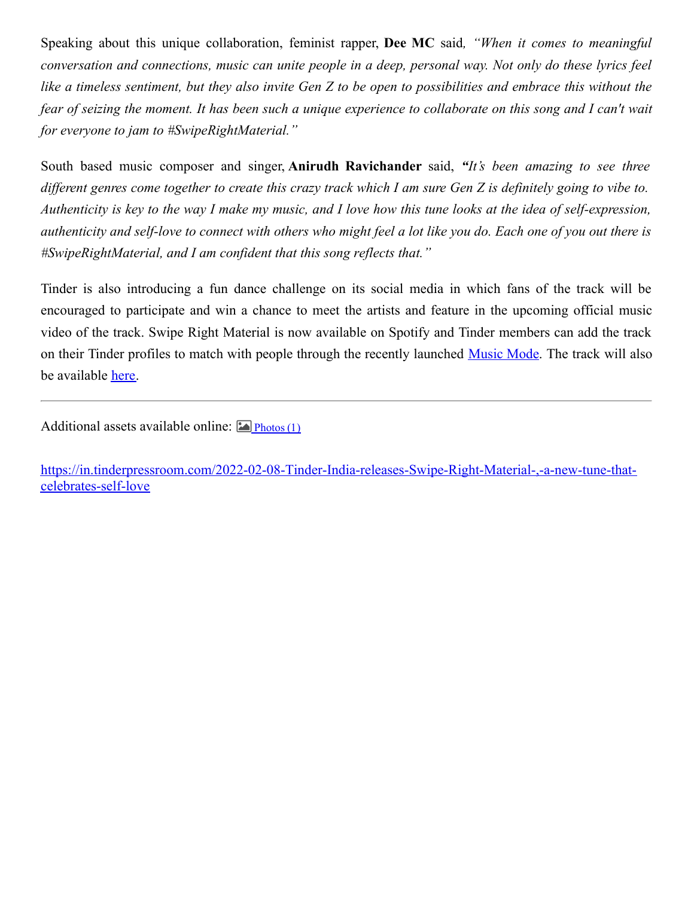Speaking about this unique collaboration, feminist rapper, **Dee MC** said*, "When it comes to meaningful conversation and connections, music can unite people in a deep, personal way. Not only do these lyrics feel like a timeless sentiment, but they also invite Gen Z to be open to possibilities and embrace this without the fear of seizing the moment. It has been such a unique experience to collaborate on this song and I can't wait for everyone to jam to #SwipeRightMaterial."*

South based music composer and singer, **Anirudh Ravichander** said, ***"****It's been amazing to see three different genres come together to create this crazy track which I am sure Gen Z is definitely going to vibe to. Authenticity is key to the way I make my music, and I love how this tune looks at the idea of self-expression, authenticity and self-love to connect with others who might feel a lot like you do. Each one of you out there is #SwipeRightMaterial, and I am confident that this song reflects that."*

Tinder is also introducing a fun dance challenge on its social media in which fans of the track will be encouraged to participate and win a chance to meet the artists and feature in the upcoming official music video of the track. Swipe Right Material is now available on Spotify and Tinder members can add the track on their Tinder profiles to match with people through the recently launched [Music Mode](). The track will also be available [here]().

---

Additional assets available online: [Photos (1)]()

[https://in.tinderpressroom.com/2022-02-08-Tinder-India-releases-Swipe-Right-Material-,-a-new-tune-that-celebrates-self-love](https://in.tinderpressroom.com/2022-02-08-Tinder-India-releases-Swipe-Right-Material-,-a-new-tune-that-celebrates-self-love)